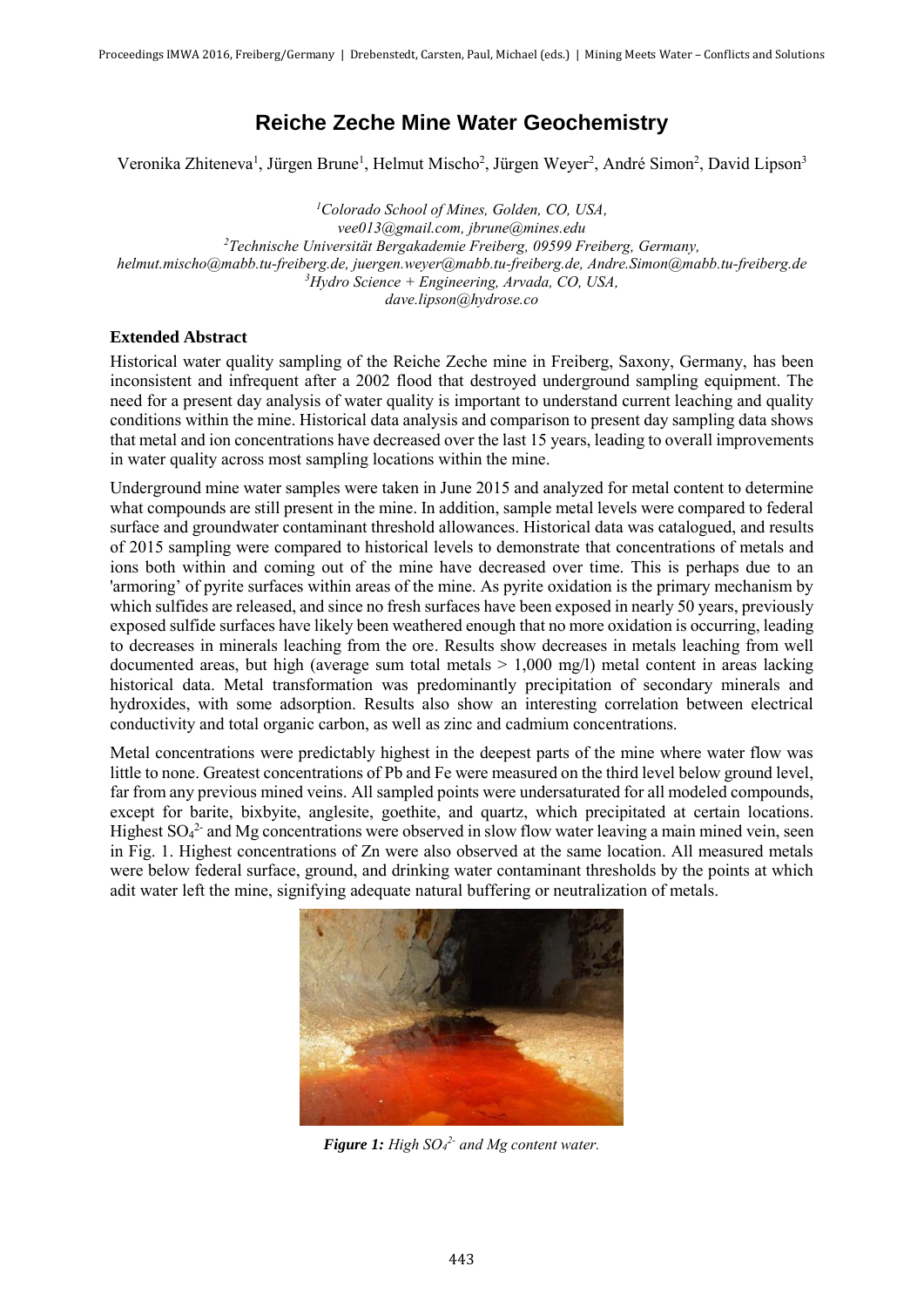# Reiche Zeche Mine Water Geochemistry

Veronika Zhiteneva[1], Jürgen Brune[1], Helmut Mischo[2], Jürgen Weyer[2], André Simon[2], David Lipson[3]

[1]*Colorado School of Mines, Golden, CO, USA, vee013@gmail.com, jbrune@mines.edu*
[2]*Technische Universität Bergakademie Freiberg, 09599 Freiberg, Germany, helmut.mischo@mabb.tu-freiberg.de, juergen.weyer@mabb.tu-freiberg.de, Andre.Simon@mabb.tu-freiberg.de*
[3]*Hydro Science + Engineering, Arvada, CO, USA, dave.lipson@hydrose.co*

### Extended Abstract

Historical water quality sampling of the Reiche Zeche mine in Freiberg, Saxony, Germany, has been inconsistent and infrequent after a 2002 flood that destroyed underground sampling equipment. The need for a present day analysis of water quality is important to understand current leaching and quality conditions within the mine. Historical data analysis and comparison to present day sampling data shows that metal and ion concentrations have decreased over the last 15 years, leading to overall improvements in water quality across most sampling locations within the mine.

Underground mine water samples were taken in June 2015 and analyzed for metal content to determine what compounds are still present in the mine. In addition, sample metal levels were compared to federal surface and groundwater contaminant threshold allowances. Historical data was catalogued, and results of 2015 sampling were compared to historical levels to demonstrate that concentrations of metals and ions both within and coming out of the mine have decreased over time. This is perhaps due to an 'armoring' of pyrite surfaces within areas of the mine. As pyrite oxidation is the primary mechanism by which sulfides are released, and since no fresh surfaces have been exposed in nearly 50 years, previously exposed sulfide surfaces have likely been weathered enough that no more oxidation is occurring, leading to decreases in minerals leaching from the ore. Results show decreases in metals leaching from well documented areas, but high (average sum total metals > 1,000 mg/l) metal content in areas lacking historical data. Metal transformation was predominantly precipitation of secondary minerals and hydroxides, with some adsorption. Results also show an interesting correlation between electrical conductivity and total organic carbon, as well as zinc and cadmium concentrations.

Metal concentrations were predictably highest in the deepest parts of the mine where water flow was little to none. Greatest concentrations of Pb and Fe were measured on the third level below ground level, far from any previous mined veins. All sampled points were undersaturated for all modeled compounds, except for barite, bixbyite, anglesite, goethite, and quartz, which precipitated at certain locations. Highest $SO_4^{2-}$ and Mg concentrations were observed in slow flow water leaving a main mined vein, seen in Fig. 1. Highest concentrations of Zn were also observed at the same location. All measured metals were below federal surface, ground, and drinking water contaminant thresholds by the points at which adit water left the mine, signifying adequate natural buffering or neutralization of metals.

***Figure 1:*** *High $SO_4^{2-}$ and Mg content water.*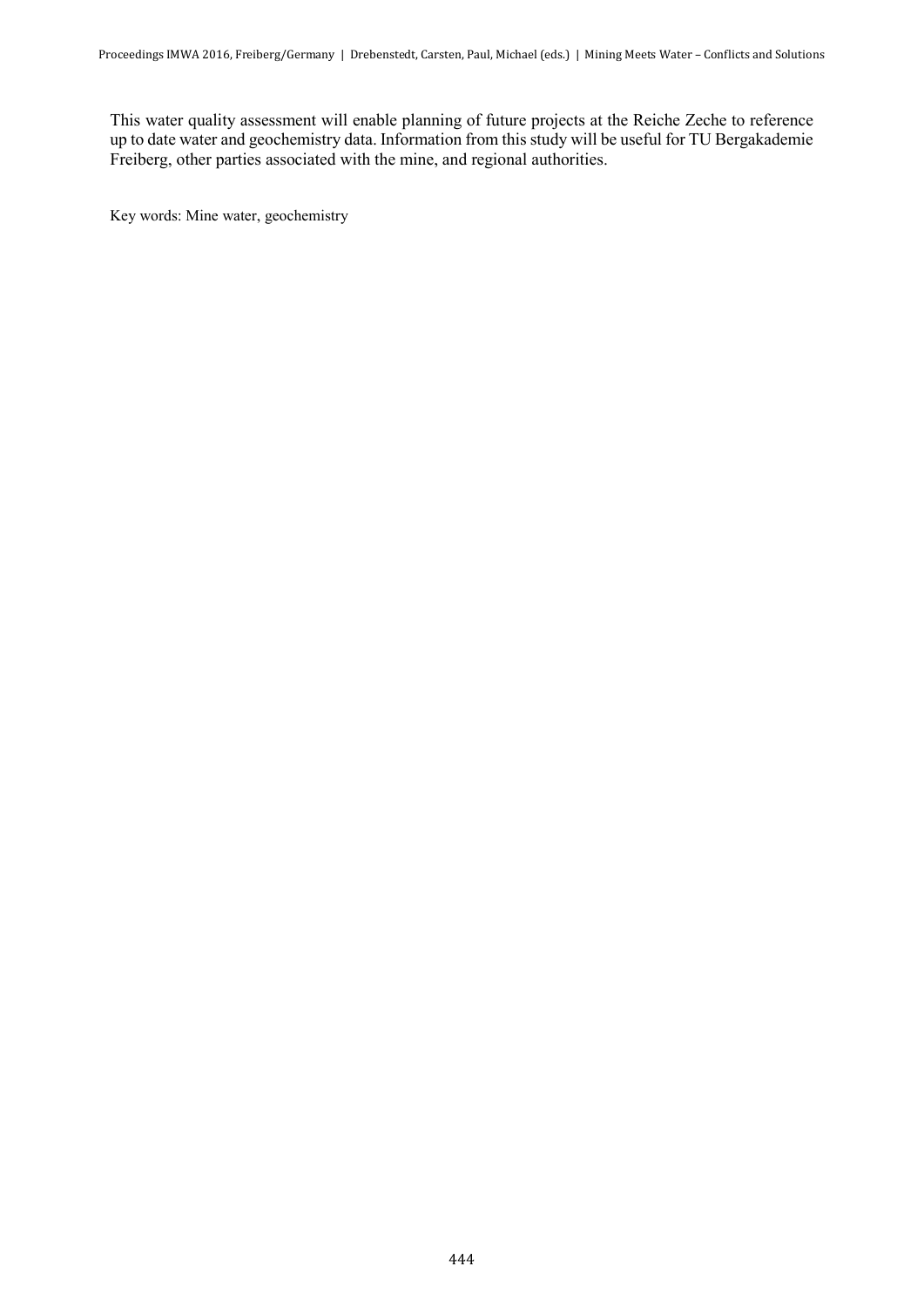This water quality assessment will enable planning of future projects at the Reiche Zeche to reference up to date water and geochemistry data. Information from this study will be useful for TU Bergakademie Freiberg, other parties associated with the mine, and regional authorities.

Key words: Mine water, geochemistry